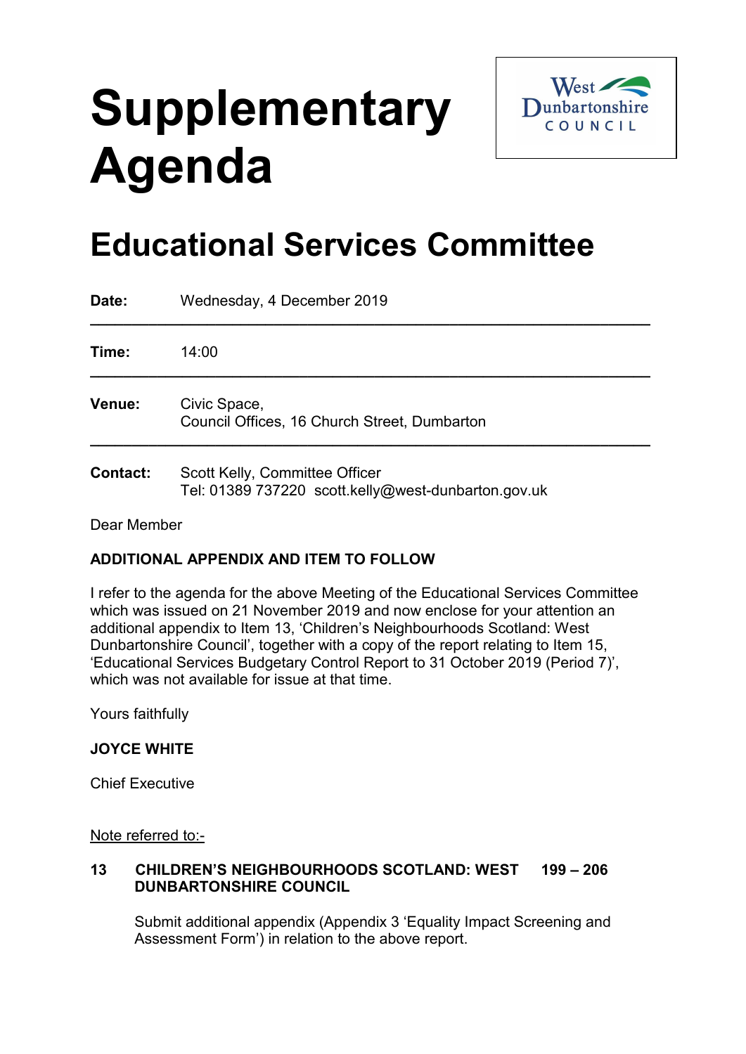# Supplementary Agenda

West Dunbartonshire COUNCIL

## Educational Services Committee

| | |
|---|---|
| **Date:** | Wednesday, 4 December 2019 |
| **Time:** | 14:00 |
| **Venue:** | Civic Space, Council Offices, 16 Church Street, Dumbarton |
| **Contact:** | Scott Kelly, Committee Officer Tel: 01389 737220 scott.kelly@west-dunbarton.gov.uk |

Dear Member

**ADDITIONAL APPENDIX AND ITEM TO FOLLOW**

I refer to the agenda for the above Meeting of the Educational Services Committee which was issued on 21 November 2019 and now enclose for your attention an additional appendix to Item 13, 'Children's Neighbourhoods Scotland: West Dunbartonshire Council', together with a copy of the report relating to Item 15, 'Educational Services Budgetary Control Report to 31 October 2019 (Period 7)', which was not available for issue at that time.

Yours faithfully

**JOYCE WHITE**

Chief Executive

Note referred to:-

**13 CHILDREN'S NEIGHBOURHOODS SCOTLAND: WEST DUNBARTONSHIRE COUNCIL** **199 – 206**

Submit additional appendix (Appendix 3 'Equality Impact Screening and Assessment Form') in relation to the above report.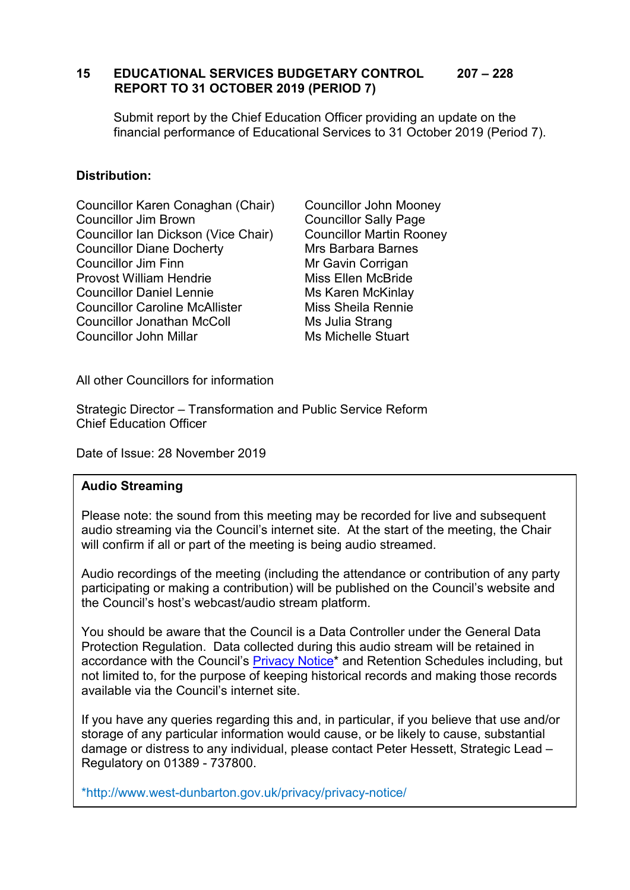**15 EDUCATIONAL SERVICES BUDGETARY CONTROL REPORT TO 31 OCTOBER 2019 (PERIOD 7)** **207 – 228**

Submit report by the Chief Education Officer providing an update on the financial performance of Educational Services to 31 October 2019 (Period 7).

**Distribution:**

Councillor Karen Conaghan (Chair)
Councillor Jim Brown
Councillor Ian Dickson (Vice Chair)
Councillor Diane Docherty
Councillor Jim Finn
Provost William Hendrie
Councillor Daniel Lennie
Councillor Caroline McAllister
Councillor Jonathan McColl
Councillor John Millar
Councillor John Mooney
Councillor Sally Page
Councillor Martin Rooney
Mrs Barbara Barnes
Mr Gavin Corrigan
Miss Ellen McBride
Ms Karen McKinlay
Miss Sheila Rennie
Ms Julia Strang
Ms Michelle Stuart

All other Councillors for information

Strategic Director – Transformation and Public Service Reform
Chief Education Officer

Date of Issue: 28 November 2019

**Audio Streaming**

Please note: the sound from this meeting may be recorded for live and subsequent audio streaming via the Council's internet site. At the start of the meeting, the Chair will confirm if all or part of the meeting is being audio streamed.

Audio recordings of the meeting (including the attendance or contribution of any party participating or making a contribution) will be published on the Council's website and the Council's host's webcast/audio stream platform.

You should be aware that the Council is a Data Controller under the General Data Protection Regulation. Data collected during this audio stream will be retained in accordance with the Council's Privacy Notice* and Retention Schedules including, but not limited to, for the purpose of keeping historical records and making those records available via the Council's internet site.

If you have any queries regarding this and, in particular, if you believe that use and/or storage of any particular information would cause, or be likely to cause, substantial damage or distress to any individual, please contact Peter Hessett, Strategic Lead – Regulatory on 01389 - 737800.

*http://www.west-dunbarton.gov.uk/privacy/privacy-notice/